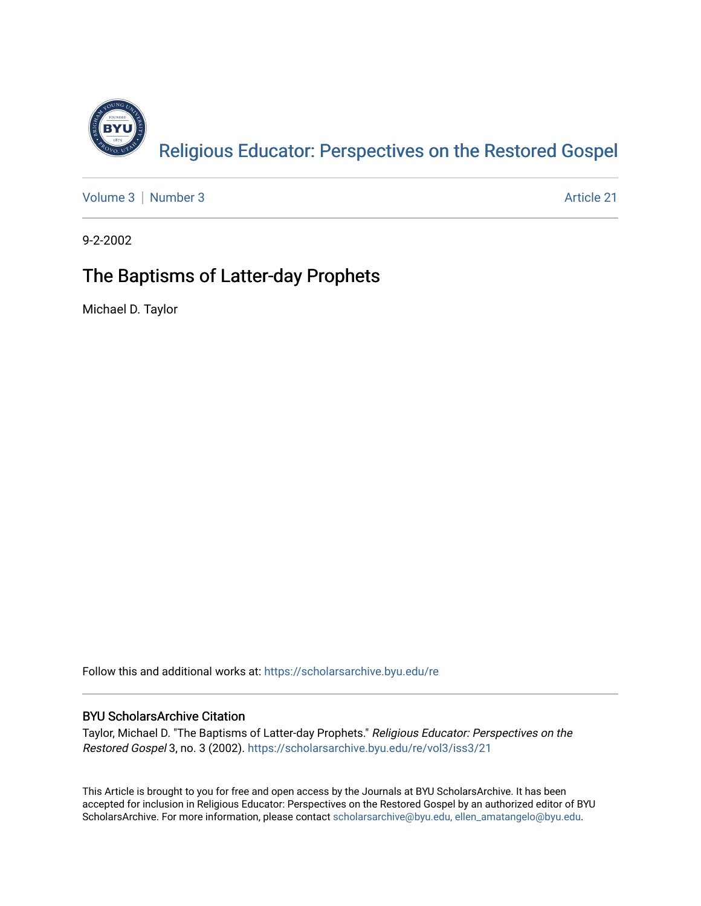Religious Educator: Perspectives on the Restored Gospel

Volume 3 | Number 3 Article 21

9-2-2002

# The Baptisms of Latter-day Prophets

Michael D. Taylor

Follow this and additional works at: https://scholarsarchive.byu.edu/re

## BYU ScholarsArchive Citation

Taylor, Michael D. "The Baptisms of Latter-day Prophets." *Religious Educator: Perspectives on the Restored Gospel* 3, no. 3 (2002). https://scholarsarchive.byu.edu/re/vol3/iss3/21

This Article is brought to you for free and open access by the Journals at BYU ScholarsArchive. It has been accepted for inclusion in Religious Educator: Perspectives on the Restored Gospel by an authorized editor of BYU ScholarsArchive. For more information, please contact scholarsarchive@byu.edu, ellen_amatangelo@byu.edu.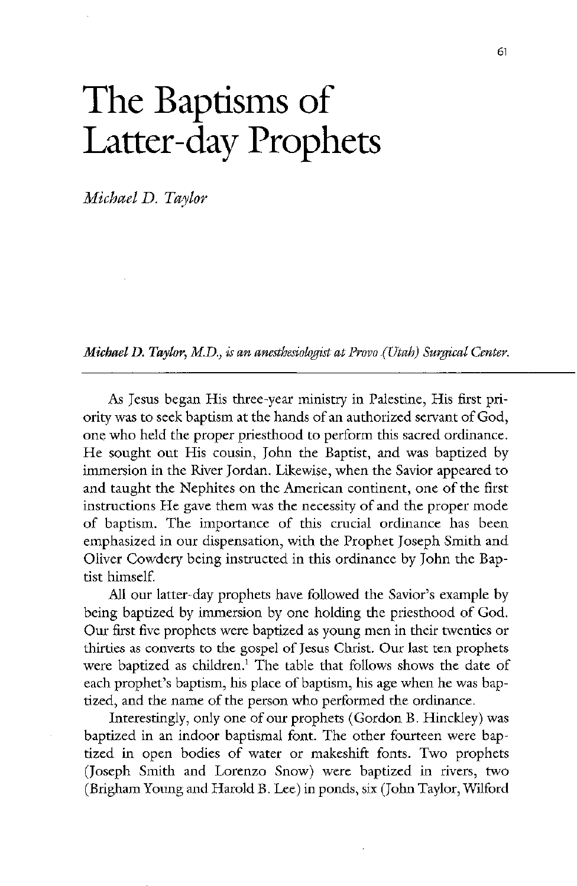# The Baptisms of Latter-day Prophets

*Michael D. Taylor*

***Michael D. Taylor, M.D., is an anesthesiologist at Provo (Utah) Surgical Center.***

As Jesus began His three-year ministry in Palestine, His first priority was to seek baptism at the hands of an authorized servant of God, one who held the proper priesthood to perform this sacred ordinance. He sought out His cousin, John the Baptist, and was baptized by immersion in the River Jordan. Likewise, when the Savior appeared to and taught the Nephites on the American continent, one of the first instructions He gave them was the necessity of and the proper mode of baptism. The importance of this crucial ordinance has been emphasized in our dispensation, with the Prophet Joseph Smith and Oliver Cowdery being instructed in this ordinance by John the Baptist himself.

All our latter-day prophets have followed the Savior's example by being baptized by immersion by one holding the priesthood of God. Our first five prophets were baptized as young men in their twenties or thirties as converts to the gospel of Jesus Christ. Our last ten prophets were baptized as children.[1] The table that follows shows the date of each prophet's baptism, his place of baptism, his age when he was baptized, and the name of the person who performed the ordinance.

Interestingly, only one of our prophets (Gordon B. Hinckley) was baptized in an indoor baptismal font. The other fourteen were baptized in open bodies of water or makeshift fonts. Two prophets (Joseph Smith and Lorenzo Snow) were baptized in rivers, two (Brigham Young and Harold B. Lee) in ponds, six (John Taylor, Wilford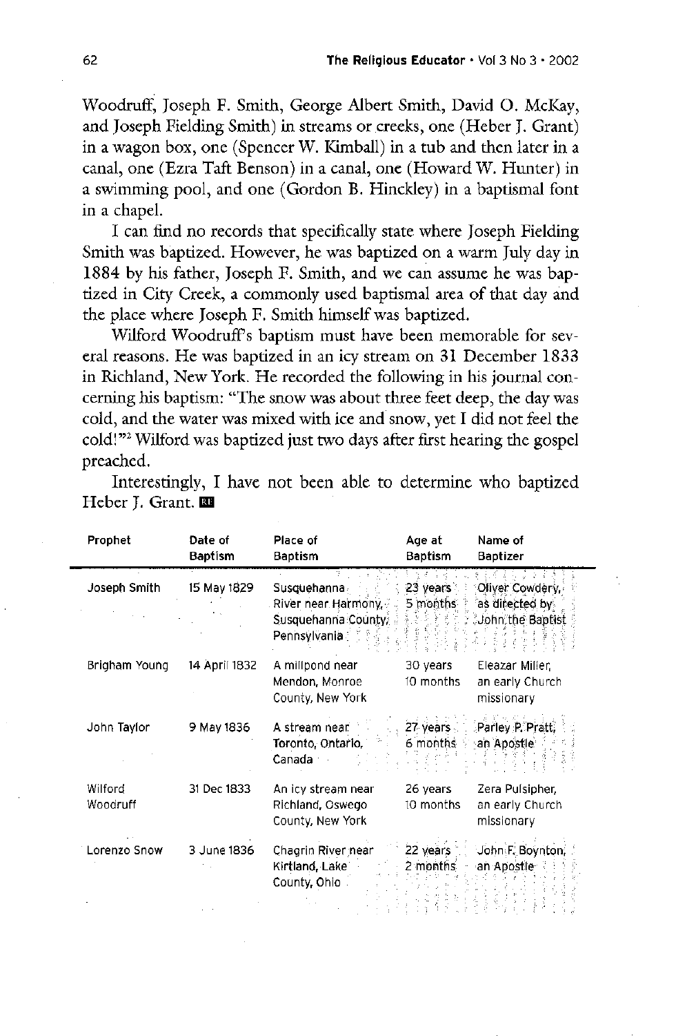Woodruff, Joseph F. Smith, George Albert Smith, David O. McKay, and Joseph Fielding Smith) in streams or creeks, one (Heber J. Grant) in a wagon box, one (Spencer W. Kimball) in a tub and then later in a canal, one (Ezra Taft Benson) in a canal, one (Howard W. Hunter) in a swimming pool, and one (Gordon B. Hinckley) in a baptismal font in a chapel.

I can find no records that specifically state where Joseph Fielding Smith was baptized. However, he was baptized on a warm July day in 1884 by his father, Joseph F. Smith, and we can assume he was baptized in City Creek, a commonly used baptismal area of that day and the place where Joseph F. Smith himself was baptized.

Wilford Woodruff's baptism must have been memorable for several reasons. He was baptized in an icy stream on 31 December 1833 in Richland, New York. He recorded the following in his journal concerning his baptism: "The snow was about three feet deep, the day was cold, and the water was mixed with ice and snow, yet I did not feel the cold!"[2] Wilford was baptized just two days after first hearing the gospel preached.

Interestingly, I have not been able to determine who baptized Heber J. Grant.

| Prophet | Date of Baptism | Place of Baptism | Age at Baptism | Name of Baptizer |
|---|---|---|---|---|
| Joseph Smith | 15 May 1829 | Susquehanna River near Harmony, Susquehanna County, Pennsylvania | 23 years 5 months | Oliver Cowdery, as directed by John the Baptist |
| Brigham Young | 14 April 1832 | A millpond near Mendon, Monroe County, New York | 30 years 10 months | Eleazar Miller, an early Church missionary |
| John Taylor | 9 May 1836 | A stream near Toronto, Ontario, Canada | 27 years 6 months | Parley P. Pratt, an Apostle |
| Wilford Woodruff | 31 Dec 1833 | An icy stream near Richland, Oswego County, New York | 26 years 10 months | Zera Pulsipher, an early Church missionary |
| Lorenzo Snow | 3 June 1836 | Chagrin River near Kirtland, Lake County, Ohio | 22 years 2 months | John F. Boynton, an Apostle |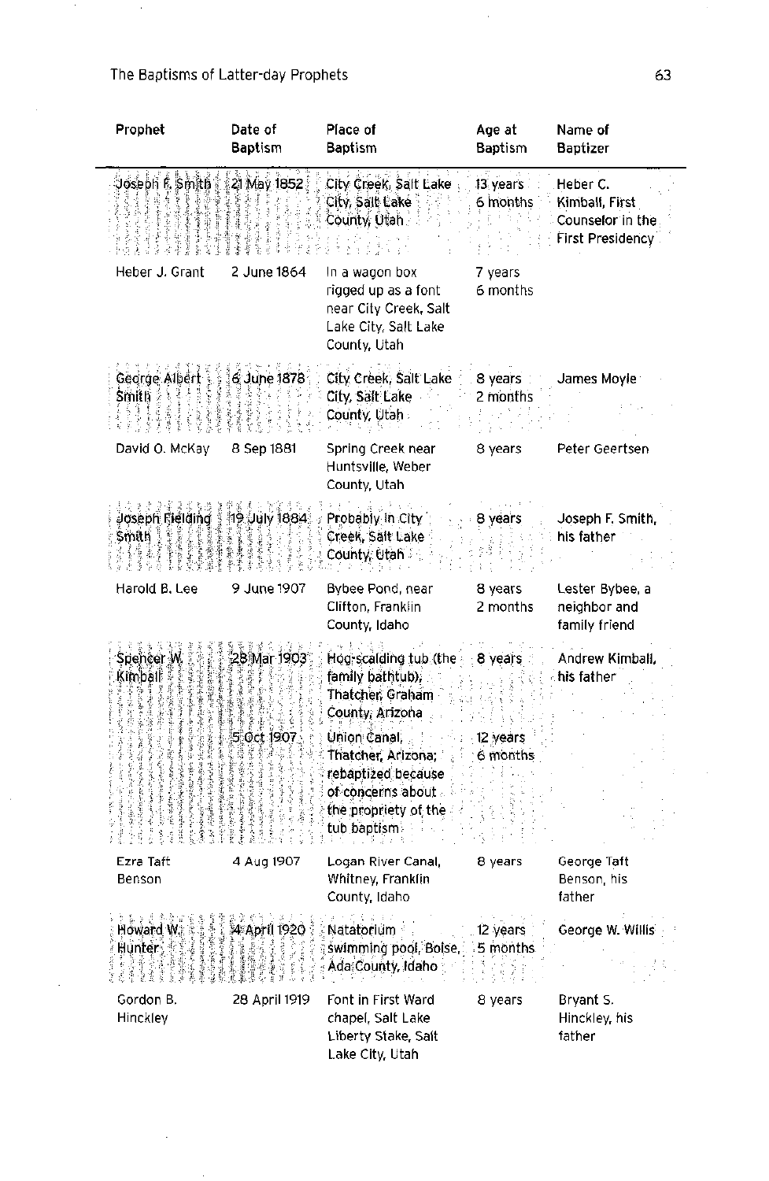| Prophet | Date of Baptism | Place of Baptism | Age at Baptism | Name of Baptizer |
|---|---|---|---|---|
| Joseph F. Smith | 21 May 1852 | City Creek, Salt Lake City, Salt Lake County, Utah | 13 years 6 months | Heber C. Kimball, First Counselor in the First Presidency |
| Heber J. Grant | 2 June 1864 | In a wagon box rigged up as a font near City Creek, Salt Lake City, Salt Lake County, Utah | 7 years 6 months | |
| George Albert Smith | 6 June 1878 | City Creek, Salt Lake City, Salt Lake County, Utah | 8 years 2 months | James Moyle |
| David O. McKay | 8 Sep 1881 | Spring Creek near Huntsville, Weber County, Utah | 8 years | Peter Geertsen |
| Joseph Fielding Smith | 19 July 1884 | Probably in City Creek, Salt Lake County, Utah | 8 years | Joseph F. Smith, his father |
| Harold B. Lee | 9 June 1907 | Bybee Pond, near Clifton, Franklin County, Idaho | 8 years 2 months | Lester Bybee, a neighbor and family friend |
| Spencer W. Kimball | 28 Mar 1903 | Hog-scalding tub (the family bathtub), Thatcher, Graham County, Arizona | 8 years | Andrew Kimball, his father |
| | 5 Oct 1907 | Union Canal, Thatcher, Arizona; rebaptized because of concerns about the propriety of the tub baptism | 12 years 6 months | |
| Ezra Taft Benson | 4 Aug 1907 | Logan River Canal, Whitney, Franklin County, Idaho | 8 years | George Taft Benson, his father |
| Howard W. Hunter | 4 April 1920 | Natatorium swimming pool, Boise, Ada County, Idaho | 12 years 5 months | George W. Willis |
| Gordon B. Hinckley | 28 April 1919 | Font in First Ward chapel, Salt Lake Liberty Stake, Salt Lake City, Utah | 8 years | Bryant S. Hinckley, his father |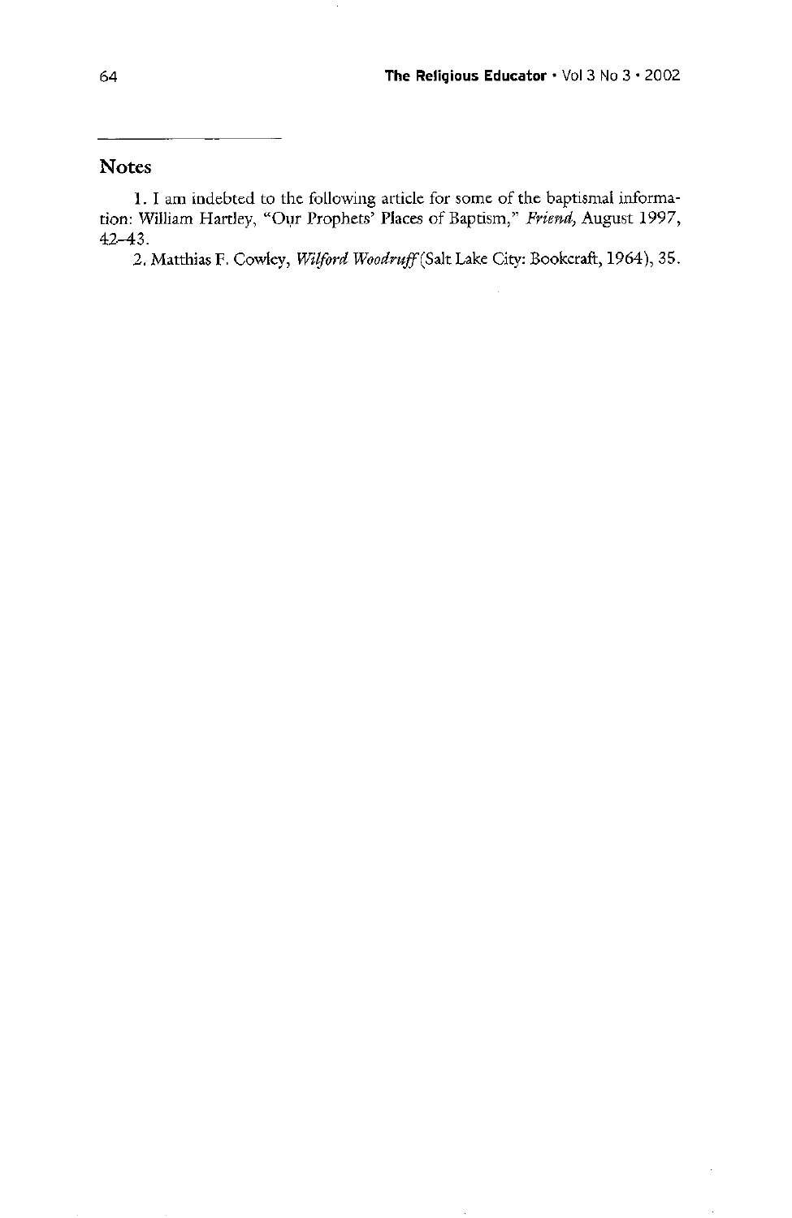## Notes

1. I am indebted to the following article for some of the baptismal information: William Hartley, "Our Prophets' Places of Baptism," *Friend,* August 1997, 42–43.

2. Matthias F. Cowley, *Wilford Woodruff* (Salt Lake City: Bookcraft, 1964), 35.